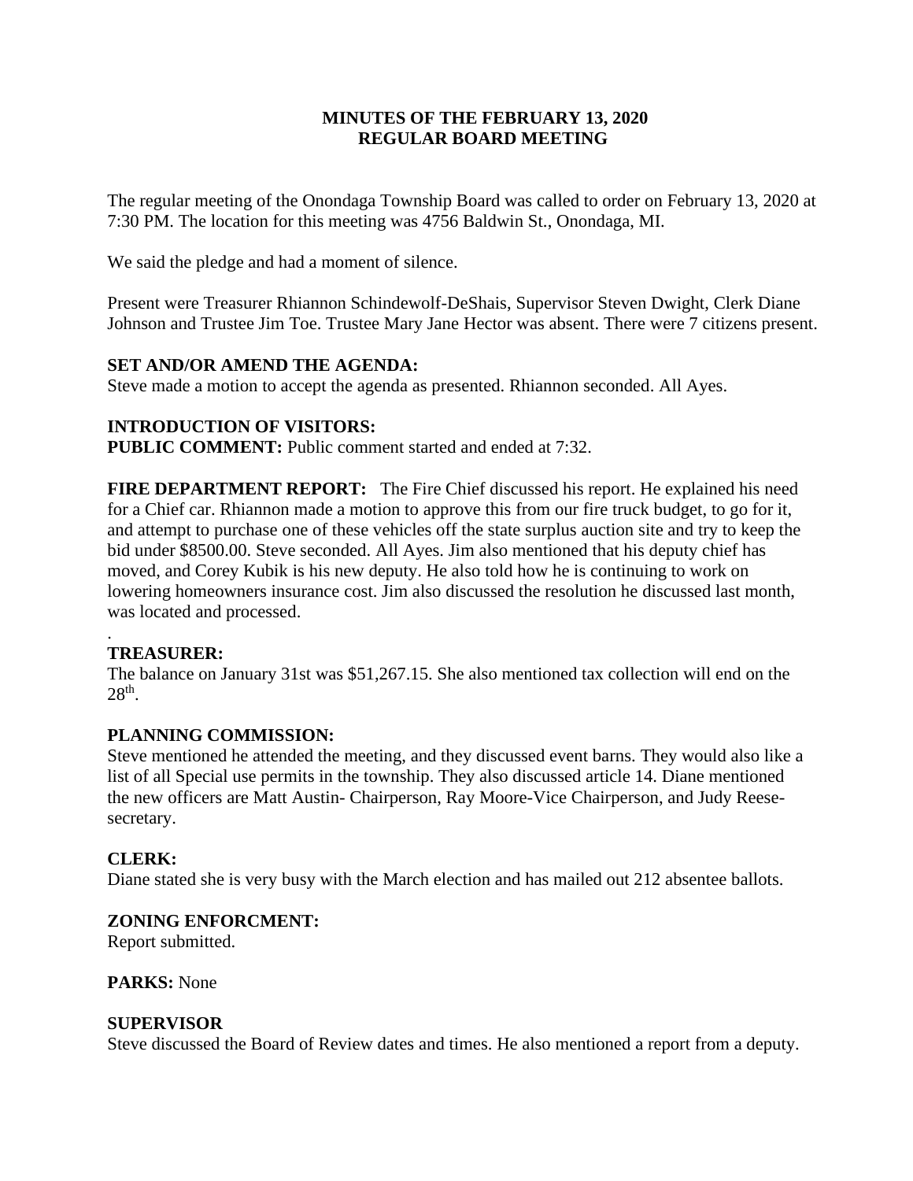**MINUTES OF THE FEBRUARY 13, 2020**
**REGULAR BOARD MEETING**

The regular meeting of the Onondaga Township Board was called to order on February 13, 2020 at 7:30 PM. The location for this meeting was 4756 Baldwin St., Onondaga, MI.

We said the pledge and had a moment of silence.

Present were Treasurer Rhiannon Schindewolf-DeShais, Supervisor Steven Dwight, Clerk Diane Johnson and Trustee Jim Toe. Trustee Mary Jane Hector was absent. There were 7 citizens present.

**SET AND/OR AMEND THE AGENDA:**
Steve made a motion to accept the agenda as presented. Rhiannon seconded. All Ayes.

**INTRODUCTION OF VISITORS:**
**PUBLIC COMMENT:** Public comment started and ended at 7:32.

**FIRE DEPARTMENT REPORT:** The Fire Chief discussed his report. He explained his need for a Chief car. Rhiannon made a motion to approve this from our fire truck budget, to go for it, and attempt to purchase one of these vehicles off the state surplus auction site and try to keep the bid under $8500.00. Steve seconded. All Ayes. Jim also mentioned that his deputy chief has moved, and Corey Kubik is his new deputy. He also told how he is continuing to work on lowering homeowners insurance cost. Jim also discussed the resolution he discussed last month, was located and processed.

.
**TREASURER:**
The balance on January 31st was $51,267.15. She also mentioned tax collection will end on the 28th.

**PLANNING COMMISSION:**
Steve mentioned he attended the meeting, and they discussed event barns. They would also like a list of all Special use permits in the township. They also discussed article 14. Diane mentioned the new officers are Matt Austin- Chairperson, Ray Moore-Vice Chairperson, and Judy Reese-secretary.

**CLERK:**
Diane stated she is very busy with the March election and has mailed out 212 absentee ballots.

**ZONING ENFORCMENT:**
Report submitted.

**PARKS:** None

**SUPERVISOR**
Steve discussed the Board of Review dates and times. He also mentioned a report from a deputy.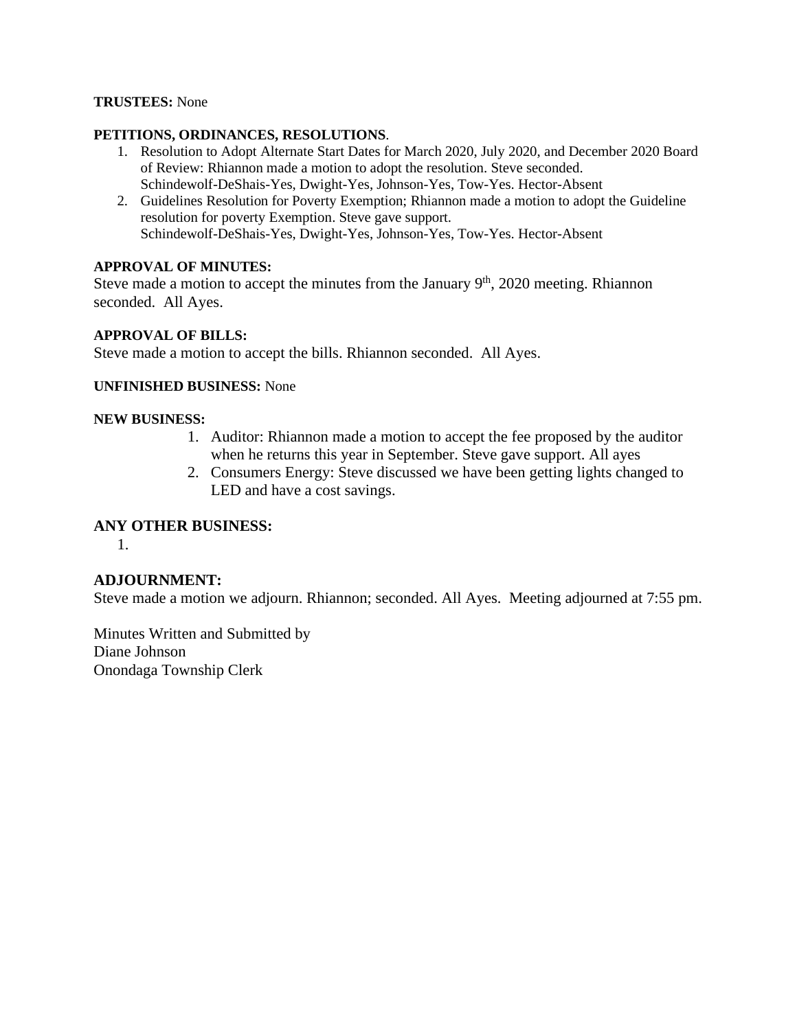**TRUSTEES:** None

**PETITIONS, ORDINANCES, RESOLUTIONS**.

1. Resolution to Adopt Alternate Start Dates for March 2020, July 2020, and December 2020 Board of Review: Rhiannon made a motion to adopt the resolution. Steve seconded. Schindewolf-DeShais-Yes, Dwight-Yes, Johnson-Yes, Tow-Yes. Hector-Absent
2. Guidelines Resolution for Poverty Exemption; Rhiannon made a motion to adopt the Guideline resolution for poverty Exemption. Steve gave support. Schindewolf-DeShais-Yes, Dwight-Yes, Johnson-Yes, Tow-Yes. Hector-Absent

**APPROVAL OF MINUTES:**

Steve made a motion to accept the minutes from the January 9th, 2020 meeting. Rhiannon seconded. All Ayes.

**APPROVAL OF BILLS:**

Steve made a motion to accept the bills. Rhiannon seconded. All Ayes.

**UNFINISHED BUSINESS:** None

**NEW BUSINESS:**

1. Auditor: Rhiannon made a motion to accept the fee proposed by the auditor when he returns this year in September. Steve gave support. All ayes
2. Consumers Energy: Steve discussed we have been getting lights changed to LED and have a cost savings.

**ANY OTHER BUSINESS:**

1.

**ADJOURNMENT:**

Steve made a motion we adjourn. Rhiannon; seconded. All Ayes. Meeting adjourned at 7:55 pm.

Minutes Written and Submitted by
Diane Johnson
Onondaga Township Clerk